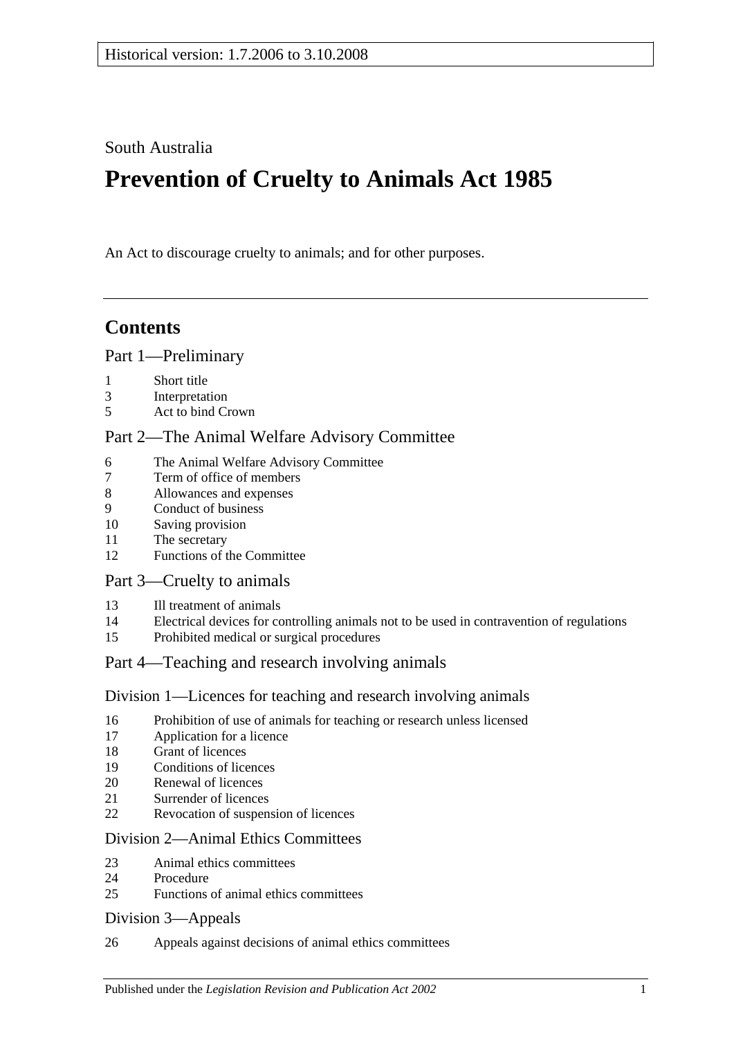Historical version: 1.7.2006 to 3.10.2008

South Australia

# Prevention of Cruelty to Animals Act 1985

An Act to discourage cruelty to animals; and for other purposes.

## Contents

Part 1—Preliminary

1 Short title
3 Interpretation
5 Act to bind Crown

Part 2—The Animal Welfare Advisory Committee

6 The Animal Welfare Advisory Committee
7 Term of office of members
8 Allowances and expenses
9 Conduct of business
10 Saving provision
11 The secretary
12 Functions of the Committee

Part 3—Cruelty to animals

13 Ill treatment of animals
14 Electrical devices for controlling animals not to be used in contravention of regulations
15 Prohibited medical or surgical procedures

Part 4—Teaching and research involving animals

Division 1—Licences for teaching and research involving animals

16 Prohibition of use of animals for teaching or research unless licensed
17 Application for a licence
18 Grant of licences
19 Conditions of licences
20 Renewal of licences
21 Surrender of licences
22 Revocation of suspension of licences

Division 2—Animal Ethics Committees

23 Animal ethics committees
24 Procedure
25 Functions of animal ethics committees

Division 3—Appeals

26 Appeals against decisions of animal ethics committees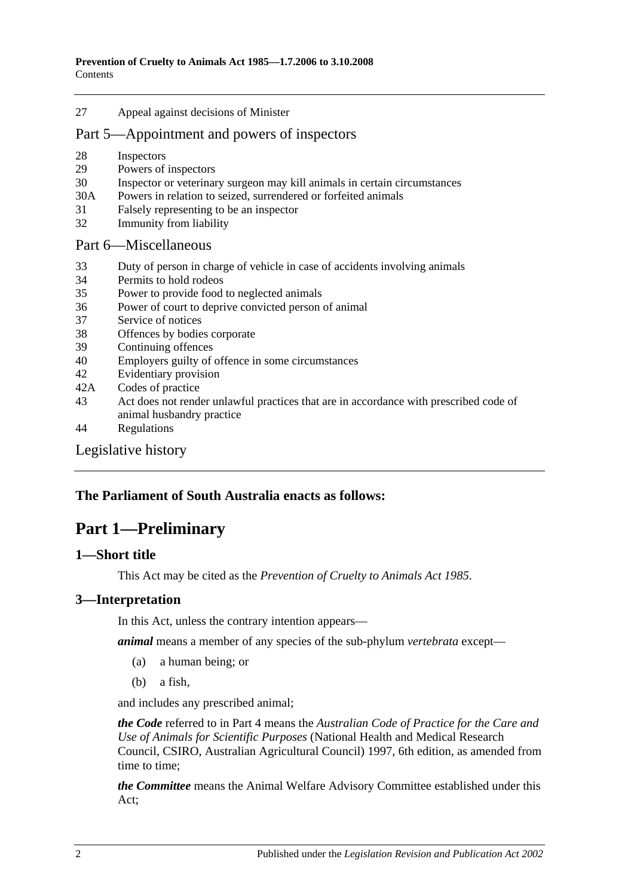27 Appeal against decisions of Minister

## Part 5—Appointment and powers of inspectors

28 Inspectors
29 Powers of inspectors
30 Inspector or veterinary surgeon may kill animals in certain circumstances
30A Powers in relation to seized, surrendered or forfeited animals
31 Falsely representing to be an inspector
32 Immunity from liability

## Part 6—Miscellaneous

33 Duty of person in charge of vehicle in case of accidents involving animals
34 Permits to hold rodeos
35 Power to provide food to neglected animals
36 Power of court to deprive convicted person of animal
37 Service of notices
38 Offences by bodies corporate
39 Continuing offences
40 Employers guilty of offence in some circumstances
42 Evidentiary provision
42A Codes of practice
43 Act does not render unlawful practices that are in accordance with prescribed code of animal husbandry practice
44 Regulations

## Legislative history

**The Parliament of South Australia enacts as follows:**

# Part 1—Preliminary

## 1—Short title

This Act may be cited as the *Prevention of Cruelty to Animals Act 1985*.

## 3—Interpretation

In this Act, unless the contrary intention appears—

***animal*** means a member of any species of the sub-phylum *vertebrata* except—

(a) a human being; or

(b) a fish,

and includes any prescribed animal;

***the Code*** referred to in Part 4 means the *Australian Code of Practice for the Care and Use of Animals for Scientific Purposes* (National Health and Medical Research Council, CSIRO, Australian Agricultural Council) 1997, 6th edition, as amended from time to time;

***the Committee*** means the Animal Welfare Advisory Committee established under this Act;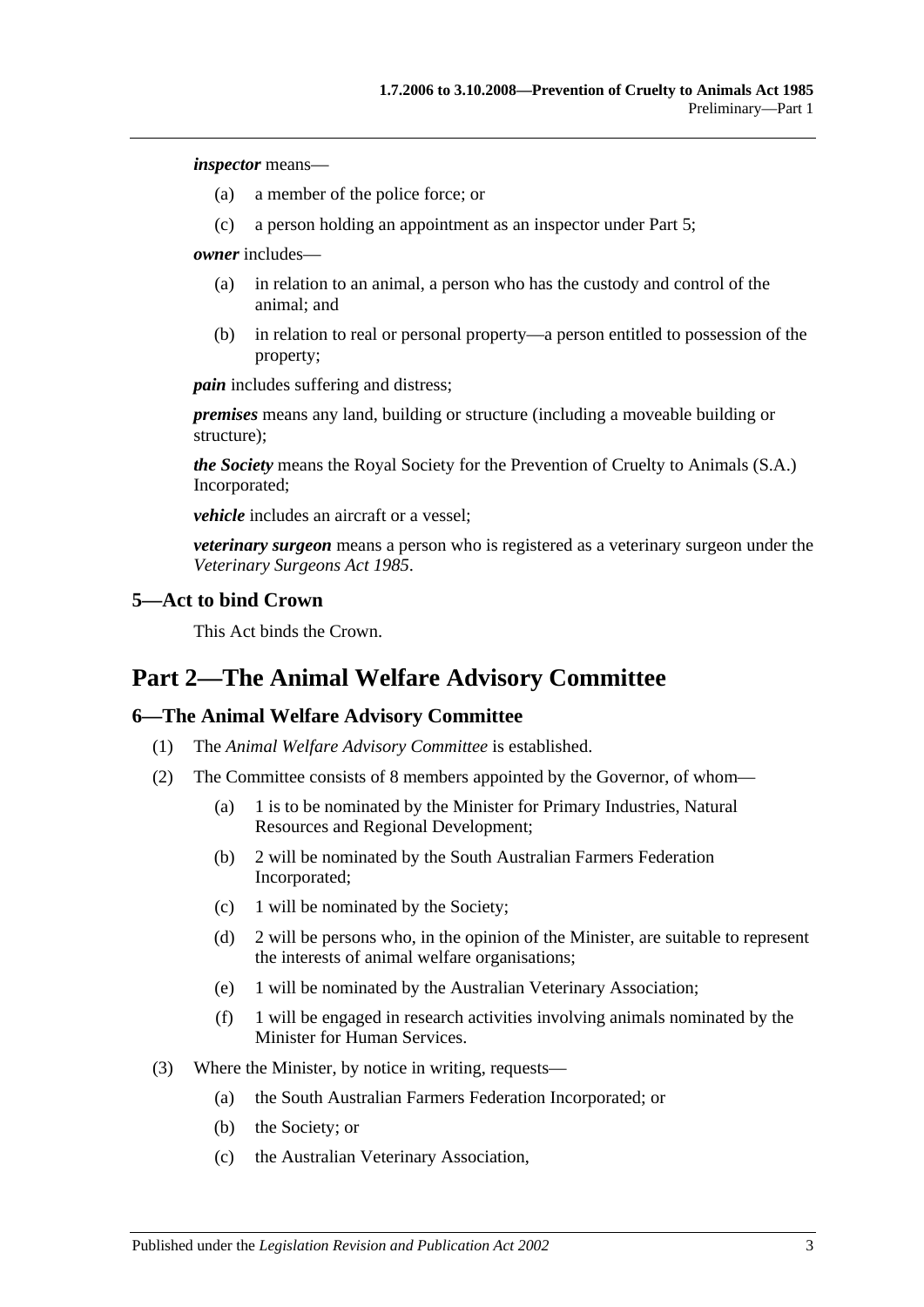***inspector*** means—

(a) a member of the police force; or

(c) a person holding an appointment as an inspector under Part 5;

***owner*** includes—

(a) in relation to an animal, a person who has the custody and control of the animal; and

(b) in relation to real or personal property—a person entitled to possession of the property;

***pain*** includes suffering and distress;

***premises*** means any land, building or structure (including a moveable building or structure);

***the Society*** means the Royal Society for the Prevention of Cruelty to Animals (S.A.) Incorporated;

***vehicle*** includes an aircraft or a vessel;

***veterinary surgeon*** means a person who is registered as a veterinary surgeon under the *Veterinary Surgeons Act 1985*.

### 5—Act to bind Crown

This Act binds the Crown.

## Part 2—The Animal Welfare Advisory Committee

### 6—The Animal Welfare Advisory Committee

(1) The *Animal Welfare Advisory Committee* is established.

(2) The Committee consists of 8 members appointed by the Governor, of whom—

(a) 1 is to be nominated by the Minister for Primary Industries, Natural Resources and Regional Development;

(b) 2 will be nominated by the South Australian Farmers Federation Incorporated;

(c) 1 will be nominated by the Society;

(d) 2 will be persons who, in the opinion of the Minister, are suitable to represent the interests of animal welfare organisations;

(e) 1 will be nominated by the Australian Veterinary Association;

(f) 1 will be engaged in research activities involving animals nominated by the Minister for Human Services.

(3) Where the Minister, by notice in writing, requests—

(a) the South Australian Farmers Federation Incorporated; or

(b) the Society; or

(c) the Australian Veterinary Association,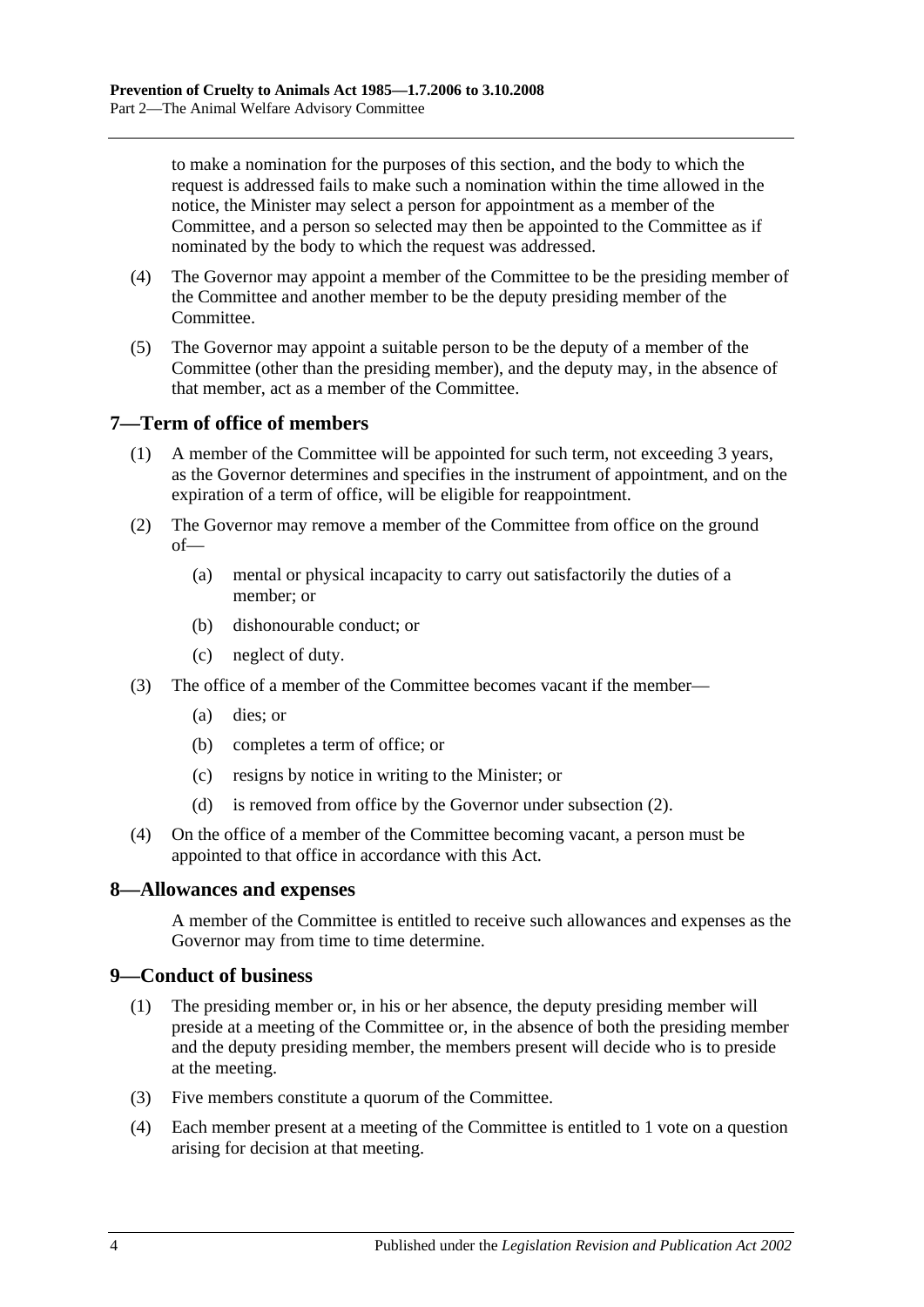to make a nomination for the purposes of this section, and the body to which the request is addressed fails to make such a nomination within the time allowed in the notice, the Minister may select a person for appointment as a member of the Committee, and a person so selected may then be appointed to the Committee as if nominated by the body to which the request was addressed.

(4) The Governor may appoint a member of the Committee to be the presiding member of the Committee and another member to be the deputy presiding member of the Committee.

(5) The Governor may appoint a suitable person to be the deputy of a member of the Committee (other than the presiding member), and the deputy may, in the absence of that member, act as a member of the Committee.

## 7—Term of office of members

(1) A member of the Committee will be appointed for such term, not exceeding 3 years, as the Governor determines and specifies in the instrument of appointment, and on the expiration of a term of office, will be eligible for reappointment.

(2) The Governor may remove a member of the Committee from office on the ground of—

(a) mental or physical incapacity to carry out satisfactorily the duties of a member; or

(b) dishonourable conduct; or

(c) neglect of duty.

(3) The office of a member of the Committee becomes vacant if the member—

(a) dies; or

(b) completes a term of office; or

(c) resigns by notice in writing to the Minister; or

(d) is removed from office by the Governor under subsection (2).

(4) On the office of a member of the Committee becoming vacant, a person must be appointed to that office in accordance with this Act.

## 8—Allowances and expenses

A member of the Committee is entitled to receive such allowances and expenses as the Governor may from time to time determine.

## 9—Conduct of business

(1) The presiding member or, in his or her absence, the deputy presiding member will preside at a meeting of the Committee or, in the absence of both the presiding member and the deputy presiding member, the members present will decide who is to preside at the meeting.

(3) Five members constitute a quorum of the Committee.

(4) Each member present at a meeting of the Committee is entitled to 1 vote on a question arising for decision at that meeting.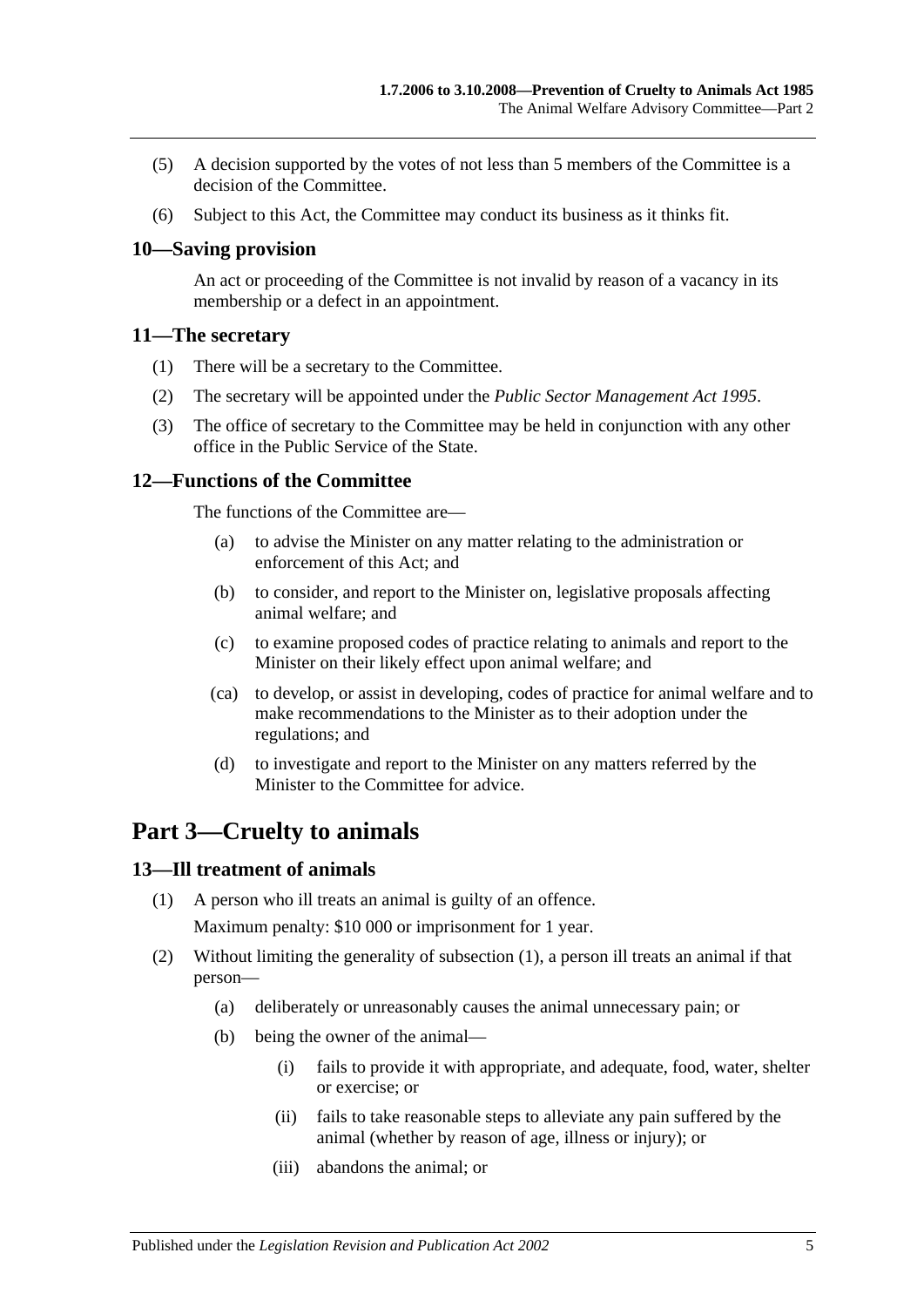(5) A decision supported by the votes of not less than 5 members of the Committee is a decision of the Committee.

(6) Subject to this Act, the Committee may conduct its business as it thinks fit.

### 10—Saving provision

An act or proceeding of the Committee is not invalid by reason of a vacancy in its membership or a defect in an appointment.

### 11—The secretary

(1) There will be a secretary to the Committee.

(2) The secretary will be appointed under the *Public Sector Management Act 1995*.

(3) The office of secretary to the Committee may be held in conjunction with any other office in the Public Service of the State.

### 12—Functions of the Committee

The functions of the Committee are—

(a) to advise the Minister on any matter relating to the administration or enforcement of this Act; and

(b) to consider, and report to the Minister on, legislative proposals affecting animal welfare; and

(c) to examine proposed codes of practice relating to animals and report to the Minister on their likely effect upon animal welfare; and

(ca) to develop, or assist in developing, codes of practice for animal welfare and to make recommendations to the Minister as to their adoption under the regulations; and

(d) to investigate and report to the Minister on any matters referred by the Minister to the Committee for advice.

## Part 3—Cruelty to animals

### 13—Ill treatment of animals

(1) A person who ill treats an animal is guilty of an offence.

Maximum penalty: $10 000 or imprisonment for 1 year.

(2) Without limiting the generality of subsection (1), a person ill treats an animal if that person—

(a) deliberately or unreasonably causes the animal unnecessary pain; or

(b) being the owner of the animal—

(i) fails to provide it with appropriate, and adequate, food, water, shelter or exercise; or

(ii) fails to take reasonable steps to alleviate any pain suffered by the animal (whether by reason of age, illness or injury); or

(iii) abandons the animal; or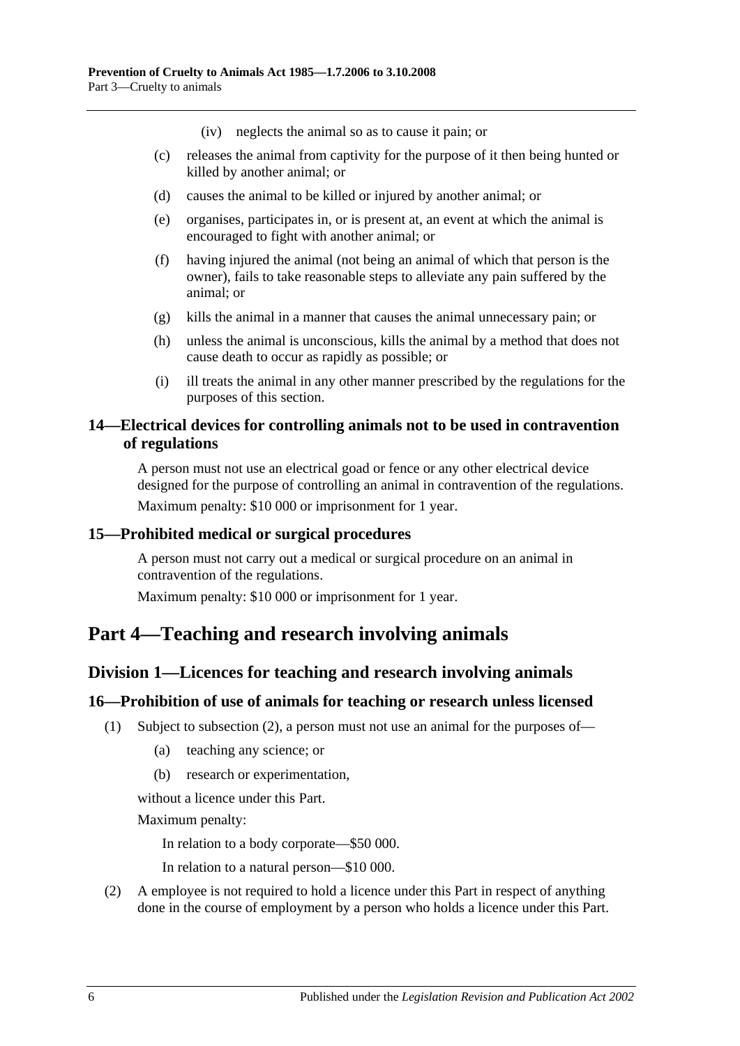(iv) neglects the animal so as to cause it pain; or

(c) releases the animal from captivity for the purpose of it then being hunted or killed by another animal; or

(d) causes the animal to be killed or injured by another animal; or

(e) organises, participates in, or is present at, an event at which the animal is encouraged to fight with another animal; or

(f) having injured the animal (not being an animal of which that person is the owner), fails to take reasonable steps to alleviate any pain suffered by the animal; or

(g) kills the animal in a manner that causes the animal unnecessary pain; or

(h) unless the animal is unconscious, kills the animal by a method that does not cause death to occur as rapidly as possible; or

(i) ill treats the animal in any other manner prescribed by the regulations for the purposes of this section.

### 14—Electrical devices for controlling animals not to be used in contravention of regulations

A person must not use an electrical goad or fence or any other electrical device designed for the purpose of controlling an animal in contravention of the regulations.

Maximum penalty: $10 000 or imprisonment for 1 year.

### 15—Prohibited medical or surgical procedures

A person must not carry out a medical or surgical procedure on an animal in contravention of the regulations.

Maximum penalty: $10 000 or imprisonment for 1 year.

# Part 4—Teaching and research involving animals

## Division 1—Licences for teaching and research involving animals

### 16—Prohibition of use of animals for teaching or research unless licensed

(1) Subject to subsection (2), a person must not use an animal for the purposes of—

(a) teaching any science; or

(b) research or experimentation,

without a licence under this Part.

Maximum penalty:

In relation to a body corporate—$50 000.

In relation to a natural person—$10 000.

(2) A employee is not required to hold a licence under this Part in respect of anything done in the course of employment by a person who holds a licence under this Part.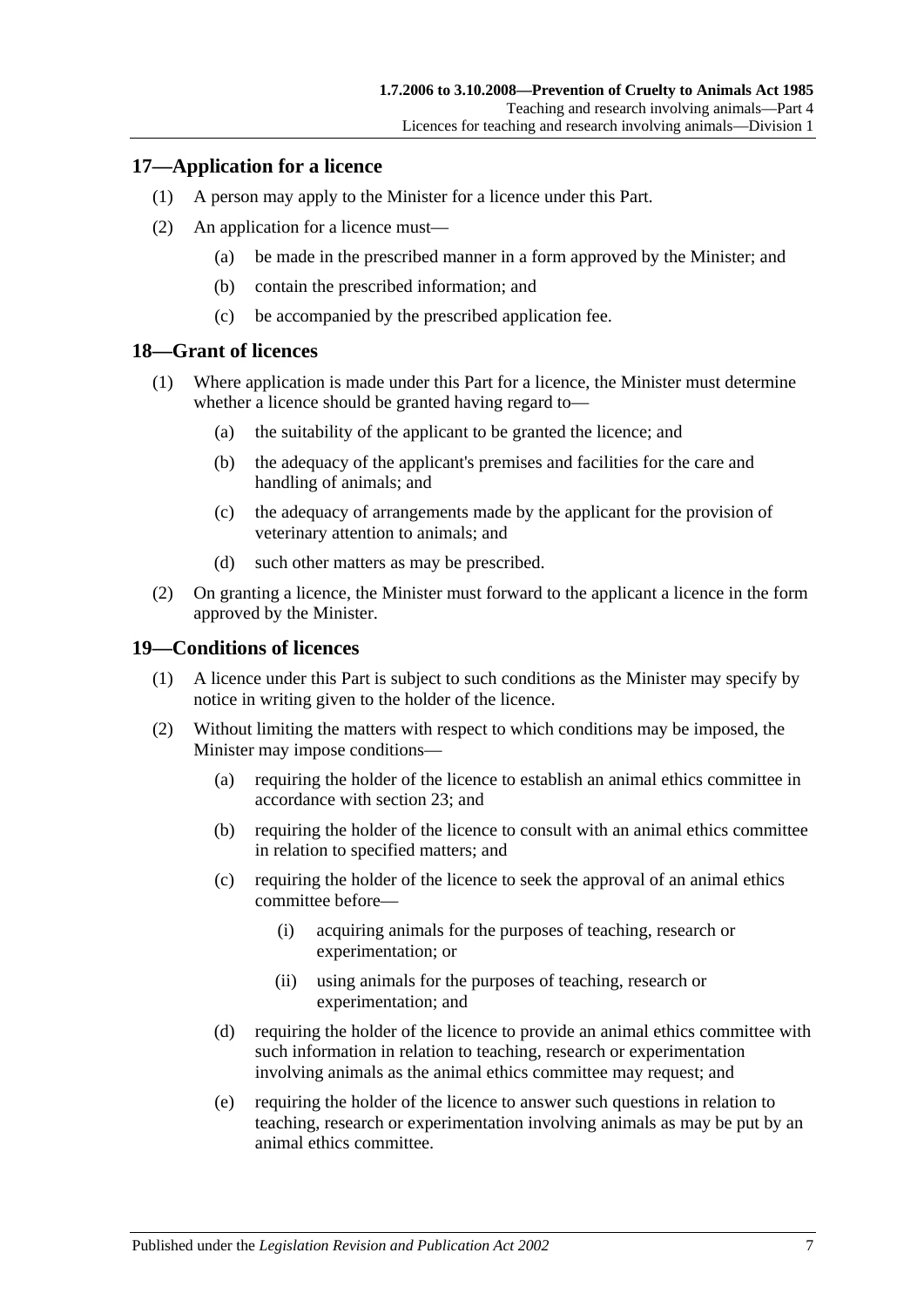## 17—Application for a licence

(1) A person may apply to the Minister for a licence under this Part.

(2) An application for a licence must—

- (a) be made in the prescribed manner in a form approved by the Minister; and
- (b) contain the prescribed information; and
- (c) be accompanied by the prescribed application fee.

## 18—Grant of licences

(1) Where application is made under this Part for a licence, the Minister must determine whether a licence should be granted having regard to—

- (a) the suitability of the applicant to be granted the licence; and
- (b) the adequacy of the applicant's premises and facilities for the care and handling of animals; and
- (c) the adequacy of arrangements made by the applicant for the provision of veterinary attention to animals; and
- (d) such other matters as may be prescribed.

(2) On granting a licence, the Minister must forward to the applicant a licence in the form approved by the Minister.

## 19—Conditions of licences

(1) A licence under this Part is subject to such conditions as the Minister may specify by notice in writing given to the holder of the licence.

(2) Without limiting the matters with respect to which conditions may be imposed, the Minister may impose conditions—

- (a) requiring the holder of the licence to establish an animal ethics committee in accordance with section 23; and
- (b) requiring the holder of the licence to consult with an animal ethics committee in relation to specified matters; and
- (c) requiring the holder of the licence to seek the approval of an animal ethics committee before—
  - (i) acquiring animals for the purposes of teaching, research or experimentation; or
  - (ii) using animals for the purposes of teaching, research or experimentation; and
- (d) requiring the holder of the licence to provide an animal ethics committee with such information in relation to teaching, research or experimentation involving animals as the animal ethics committee may request; and
- (e) requiring the holder of the licence to answer such questions in relation to teaching, research or experimentation involving animals as may be put by an animal ethics committee.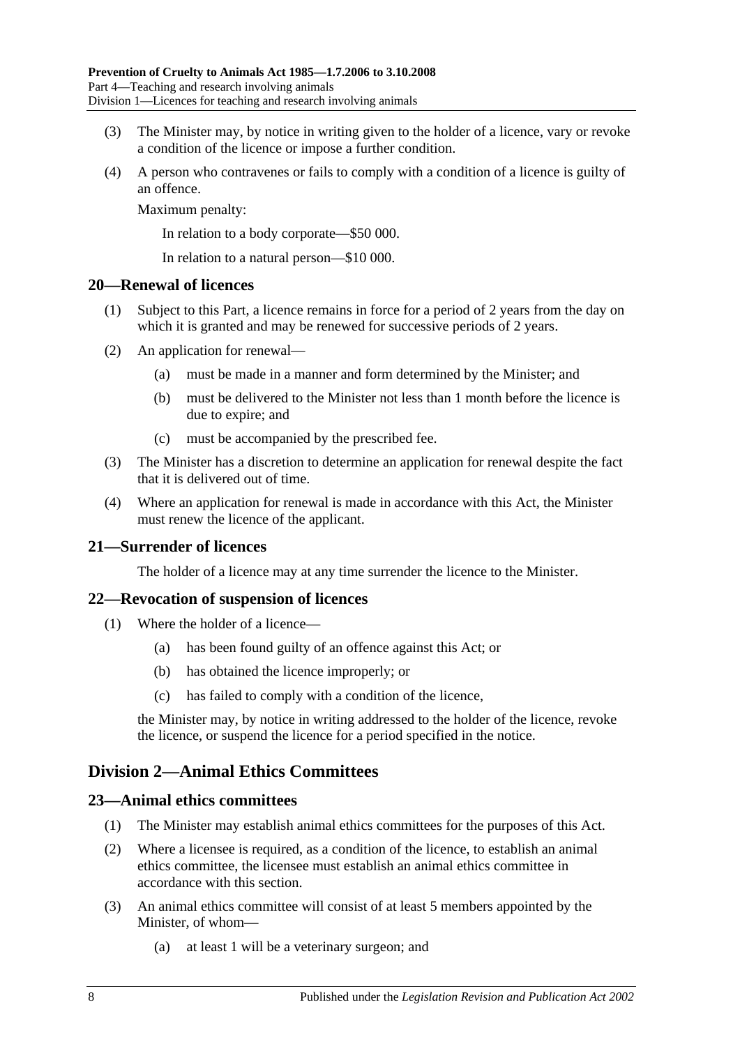(3) The Minister may, by notice in writing given to the holder of a licence, vary or revoke a condition of the licence or impose a further condition.

(4) A person who contravenes or fails to comply with a condition of a licence is guilty of an offence.

Maximum penalty:

In relation to a body corporate—$50 000.

In relation to a natural person—$10 000.

## 20—Renewal of licences

(1) Subject to this Part, a licence remains in force for a period of 2 years from the day on which it is granted and may be renewed for successive periods of 2 years.

(2) An application for renewal—

(a) must be made in a manner and form determined by the Minister; and

(b) must be delivered to the Minister not less than 1 month before the licence is due to expire; and

(c) must be accompanied by the prescribed fee.

(3) The Minister has a discretion to determine an application for renewal despite the fact that it is delivered out of time.

(4) Where an application for renewal is made in accordance with this Act, the Minister must renew the licence of the applicant.

## 21—Surrender of licences

The holder of a licence may at any time surrender the licence to the Minister.

## 22—Revocation of suspension of licences

(1) Where the holder of a licence—

(a) has been found guilty of an offence against this Act; or

(b) has obtained the licence improperly; or

(c) has failed to comply with a condition of the licence,

the Minister may, by notice in writing addressed to the holder of the licence, revoke the licence, or suspend the licence for a period specified in the notice.

# Division 2—Animal Ethics Committees

## 23—Animal ethics committees

(1) The Minister may establish animal ethics committees for the purposes of this Act.

(2) Where a licensee is required, as a condition of the licence, to establish an animal ethics committee, the licensee must establish an animal ethics committee in accordance with this section.

(3) An animal ethics committee will consist of at least 5 members appointed by the Minister, of whom—

(a) at least 1 will be a veterinary surgeon; and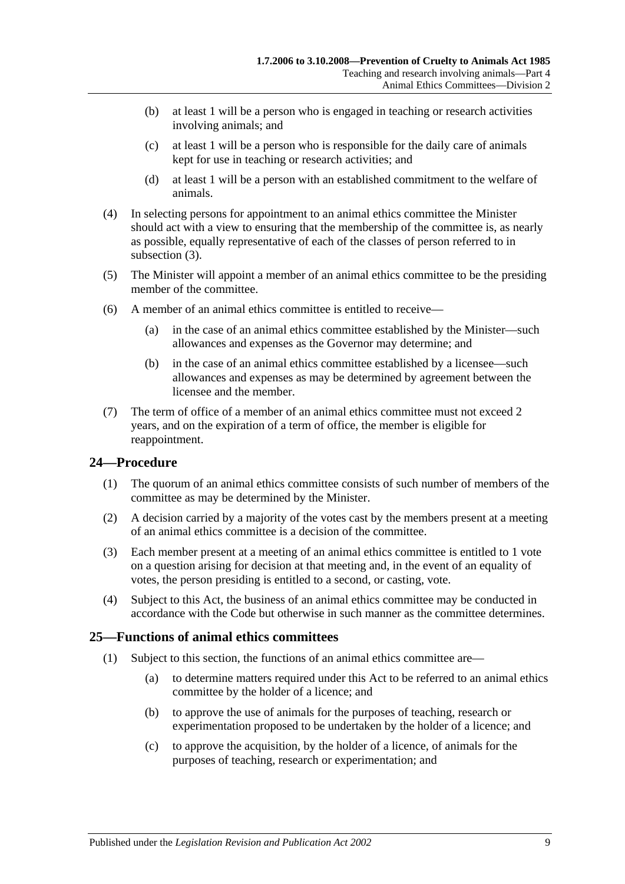(b) at least 1 will be a person who is engaged in teaching or research activities involving animals; and

(c) at least 1 will be a person who is responsible for the daily care of animals kept for use in teaching or research activities; and

(d) at least 1 will be a person with an established commitment to the welfare of animals.

(4) In selecting persons for appointment to an animal ethics committee the Minister should act with a view to ensuring that the membership of the committee is, as nearly as possible, equally representative of each of the classes of person referred to in subsection (3).

(5) The Minister will appoint a member of an animal ethics committee to be the presiding member of the committee.

(6) A member of an animal ethics committee is entitled to receive—

(a) in the case of an animal ethics committee established by the Minister—such allowances and expenses as the Governor may determine; and

(b) in the case of an animal ethics committee established by a licensee—such allowances and expenses as may be determined by agreement between the licensee and the member.

(7) The term of office of a member of an animal ethics committee must not exceed 2 years, and on the expiration of a term of office, the member is eligible for reappointment.

## 24—Procedure

(1) The quorum of an animal ethics committee consists of such number of members of the committee as may be determined by the Minister.

(2) A decision carried by a majority of the votes cast by the members present at a meeting of an animal ethics committee is a decision of the committee.

(3) Each member present at a meeting of an animal ethics committee is entitled to 1 vote on a question arising for decision at that meeting and, in the event of an equality of votes, the person presiding is entitled to a second, or casting, vote.

(4) Subject to this Act, the business of an animal ethics committee may be conducted in accordance with the Code but otherwise in such manner as the committee determines.

## 25—Functions of animal ethics committees

(1) Subject to this section, the functions of an animal ethics committee are—

(a) to determine matters required under this Act to be referred to an animal ethics committee by the holder of a licence; and

(b) to approve the use of animals for the purposes of teaching, research or experimentation proposed to be undertaken by the holder of a licence; and

(c) to approve the acquisition, by the holder of a licence, of animals for the purposes of teaching, research or experimentation; and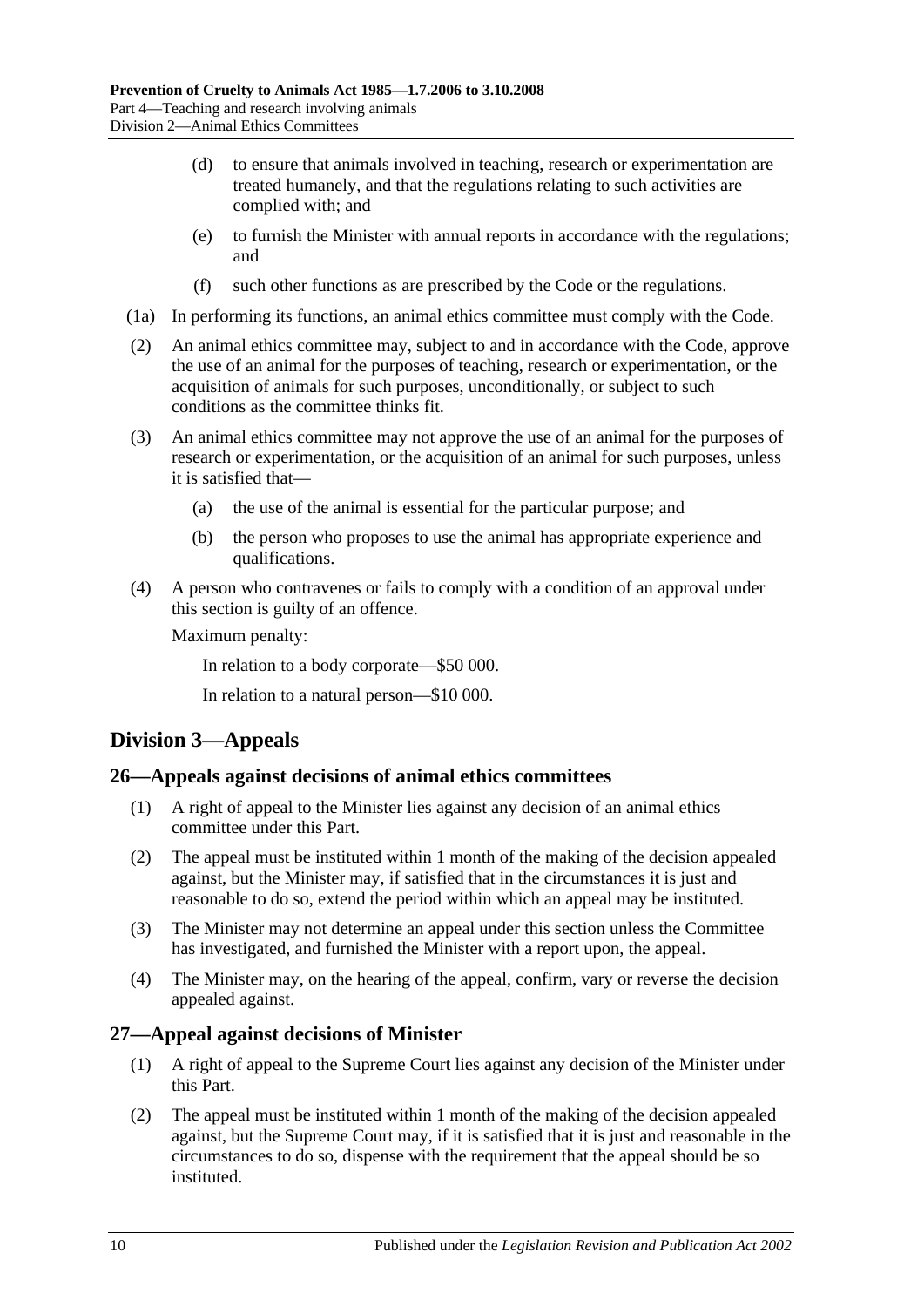(d) to ensure that animals involved in teaching, research or experimentation are treated humanely, and that the regulations relating to such activities are complied with; and

(e) to furnish the Minister with annual reports in accordance with the regulations; and

(f) such other functions as are prescribed by the Code or the regulations.

(1a) In performing its functions, an animal ethics committee must comply with the Code.

(2) An animal ethics committee may, subject to and in accordance with the Code, approve the use of an animal for the purposes of teaching, research or experimentation, or the acquisition of animals for such purposes, unconditionally, or subject to such conditions as the committee thinks fit.

(3) An animal ethics committee may not approve the use of an animal for the purposes of research or experimentation, or the acquisition of an animal for such purposes, unless it is satisfied that—

(a) the use of the animal is essential for the particular purpose; and

(b) the person who proposes to use the animal has appropriate experience and qualifications.

(4) A person who contravenes or fails to comply with a condition of an approval under this section is guilty of an offence.

Maximum penalty:

In relation to a body corporate—$50 000.

In relation to a natural person—$10 000.

## Division 3—Appeals

### 26—Appeals against decisions of animal ethics committees

(1) A right of appeal to the Minister lies against any decision of an animal ethics committee under this Part.

(2) The appeal must be instituted within 1 month of the making of the decision appealed against, but the Minister may, if satisfied that in the circumstances it is just and reasonable to do so, extend the period within which an appeal may be instituted.

(3) The Minister may not determine an appeal under this section unless the Committee has investigated, and furnished the Minister with a report upon, the appeal.

(4) The Minister may, on the hearing of the appeal, confirm, vary or reverse the decision appealed against.

### 27—Appeal against decisions of Minister

(1) A right of appeal to the Supreme Court lies against any decision of the Minister under this Part.

(2) The appeal must be instituted within 1 month of the making of the decision appealed against, but the Supreme Court may, if it is satisfied that it is just and reasonable in the circumstances to do so, dispense with the requirement that the appeal should be so instituted.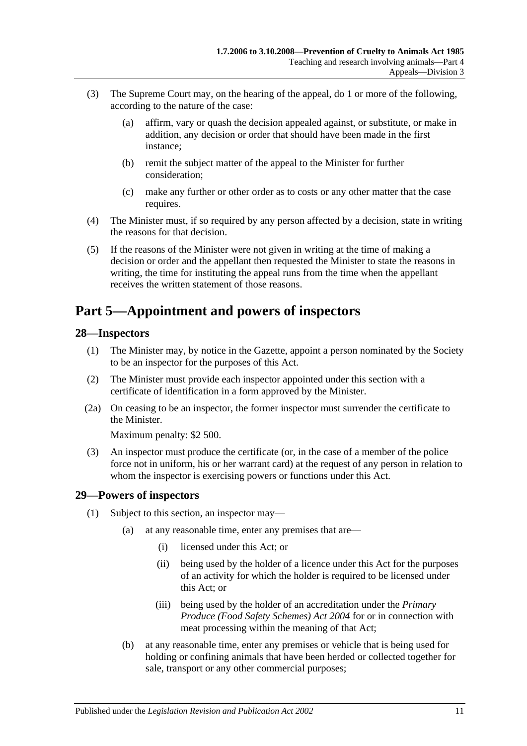(3) The Supreme Court may, on the hearing of the appeal, do 1 or more of the following, according to the nature of the case:

(a) affirm, vary or quash the decision appealed against, or substitute, or make in addition, any decision or order that should have been made in the first instance;

(b) remit the subject matter of the appeal to the Minister for further consideration;

(c) make any further or other order as to costs or any other matter that the case requires.

(4) The Minister must, if so required by any person affected by a decision, state in writing the reasons for that decision.

(5) If the reasons of the Minister were not given in writing at the time of making a decision or order and the appellant then requested the Minister to state the reasons in writing, the time for instituting the appeal runs from the time when the appellant receives the written statement of those reasons.

# Part 5—Appointment and powers of inspectors

## 28—Inspectors

(1) The Minister may, by notice in the Gazette, appoint a person nominated by the Society to be an inspector for the purposes of this Act.

(2) The Minister must provide each inspector appointed under this section with a certificate of identification in a form approved by the Minister.

(2a) On ceasing to be an inspector, the former inspector must surrender the certificate to the Minister.

Maximum penalty: $2 500.

(3) An inspector must produce the certificate (or, in the case of a member of the police force not in uniform, his or her warrant card) at the request of any person in relation to whom the inspector is exercising powers or functions under this Act.

## 29—Powers of inspectors

(1) Subject to this section, an inspector may—

(a) at any reasonable time, enter any premises that are—

(i) licensed under this Act; or

(ii) being used by the holder of a licence under this Act for the purposes of an activity for which the holder is required to be licensed under this Act; or

(iii) being used by the holder of an accreditation under the *Primary Produce (Food Safety Schemes) Act 2004* for or in connection with meat processing within the meaning of that Act;

(b) at any reasonable time, enter any premises or vehicle that is being used for holding or confining animals that have been herded or collected together for sale, transport or any other commercial purposes;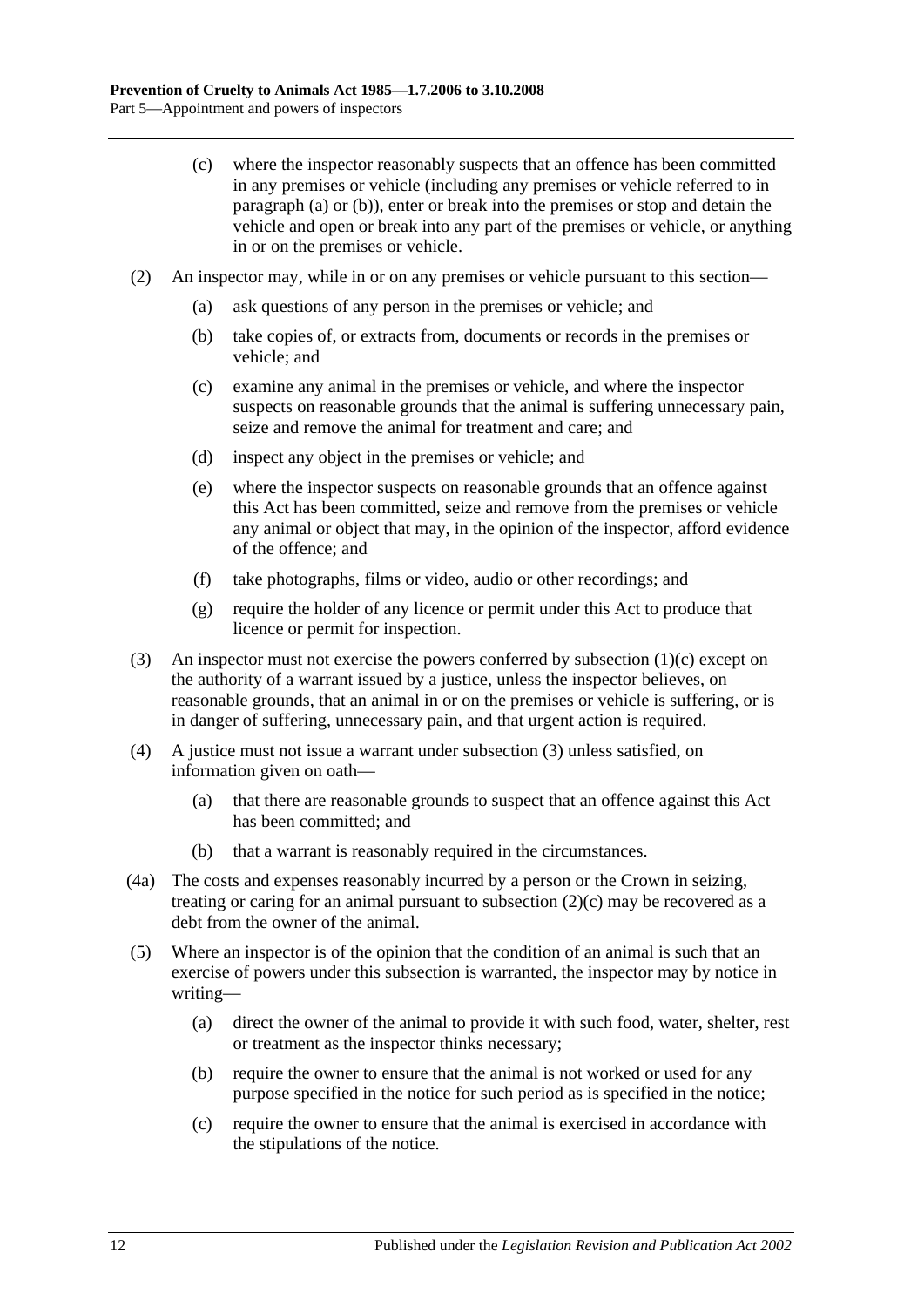(c) where the inspector reasonably suspects that an offence has been committed in any premises or vehicle (including any premises or vehicle referred to in paragraph (a) or (b)), enter or break into the premises or stop and detain the vehicle and open or break into any part of the premises or vehicle, or anything in or on the premises or vehicle.

(2) An inspector may, while in or on any premises or vehicle pursuant to this section—

(a) ask questions of any person in the premises or vehicle; and

(b) take copies of, or extracts from, documents or records in the premises or vehicle; and

(c) examine any animal in the premises or vehicle, and where the inspector suspects on reasonable grounds that the animal is suffering unnecessary pain, seize and remove the animal for treatment and care; and

(d) inspect any object in the premises or vehicle; and

(e) where the inspector suspects on reasonable grounds that an offence against this Act has been committed, seize and remove from the premises or vehicle any animal or object that may, in the opinion of the inspector, afford evidence of the offence; and

(f) take photographs, films or video, audio or other recordings; and

(g) require the holder of any licence or permit under this Act to produce that licence or permit for inspection.

(3) An inspector must not exercise the powers conferred by subsection (1)(c) except on the authority of a warrant issued by a justice, unless the inspector believes, on reasonable grounds, that an animal in or on the premises or vehicle is suffering, or is in danger of suffering, unnecessary pain, and that urgent action is required.

(4) A justice must not issue a warrant under subsection (3) unless satisfied, on information given on oath—

(a) that there are reasonable grounds to suspect that an offence against this Act has been committed; and

(b) that a warrant is reasonably required in the circumstances.

(4a) The costs and expenses reasonably incurred by a person or the Crown in seizing, treating or caring for an animal pursuant to subsection (2)(c) may be recovered as a debt from the owner of the animal.

(5) Where an inspector is of the opinion that the condition of an animal is such that an exercise of powers under this subsection is warranted, the inspector may by notice in writing—

(a) direct the owner of the animal to provide it with such food, water, shelter, rest or treatment as the inspector thinks necessary;

(b) require the owner to ensure that the animal is not worked or used for any purpose specified in the notice for such period as is specified in the notice;

(c) require the owner to ensure that the animal is exercised in accordance with the stipulations of the notice.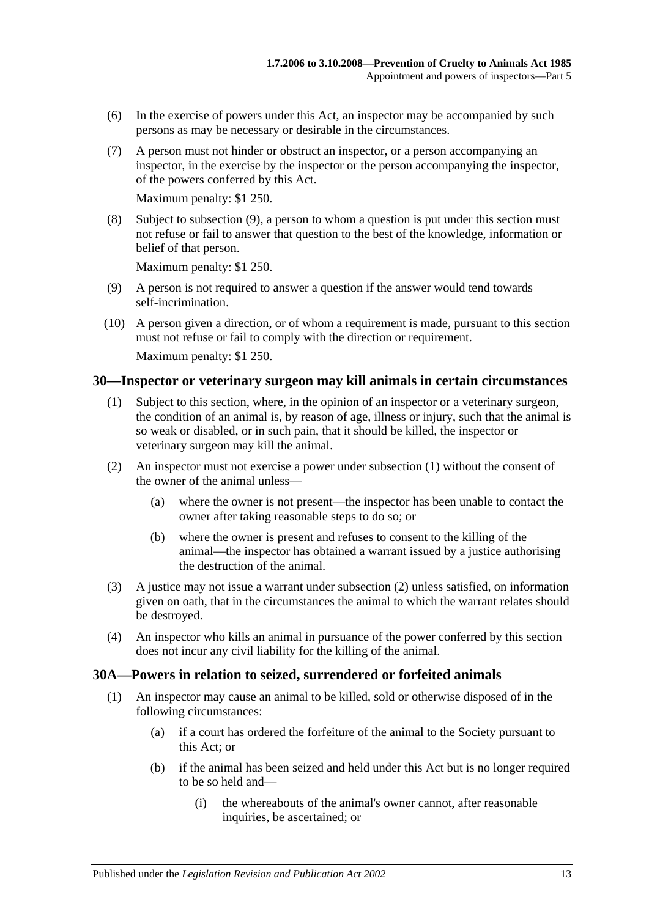(6) In the exercise of powers under this Act, an inspector may be accompanied by such persons as may be necessary or desirable in the circumstances.

(7) A person must not hinder or obstruct an inspector, or a person accompanying an inspector, in the exercise by the inspector or the person accompanying the inspector, of the powers conferred by this Act.

Maximum penalty: $1 250.

(8) Subject to subsection (9), a person to whom a question is put under this section must not refuse or fail to answer that question to the best of the knowledge, information or belief of that person.

Maximum penalty: $1 250.

(9) A person is not required to answer a question if the answer would tend towards self-incrimination.

(10) A person given a direction, or of whom a requirement is made, pursuant to this section must not refuse or fail to comply with the direction or requirement.

Maximum penalty: $1 250.

## 30—Inspector or veterinary surgeon may kill animals in certain circumstances

(1) Subject to this section, where, in the opinion of an inspector or a veterinary surgeon, the condition of an animal is, by reason of age, illness or injury, such that the animal is so weak or disabled, or in such pain, that it should be killed, the inspector or veterinary surgeon may kill the animal.

(2) An inspector must not exercise a power under subsection (1) without the consent of the owner of the animal unless—

(a) where the owner is not present—the inspector has been unable to contact the owner after taking reasonable steps to do so; or

(b) where the owner is present and refuses to consent to the killing of the animal—the inspector has obtained a warrant issued by a justice authorising the destruction of the animal.

(3) A justice may not issue a warrant under subsection (2) unless satisfied, on information given on oath, that in the circumstances the animal to which the warrant relates should be destroyed.

(4) An inspector who kills an animal in pursuance of the power conferred by this section does not incur any civil liability for the killing of the animal.

## 30A—Powers in relation to seized, surrendered or forfeited animals

(1) An inspector may cause an animal to be killed, sold or otherwise disposed of in the following circumstances:

(a) if a court has ordered the forfeiture of the animal to the Society pursuant to this Act; or

(b) if the animal has been seized and held under this Act but is no longer required to be so held and—

(i) the whereabouts of the animal's owner cannot, after reasonable inquiries, be ascertained; or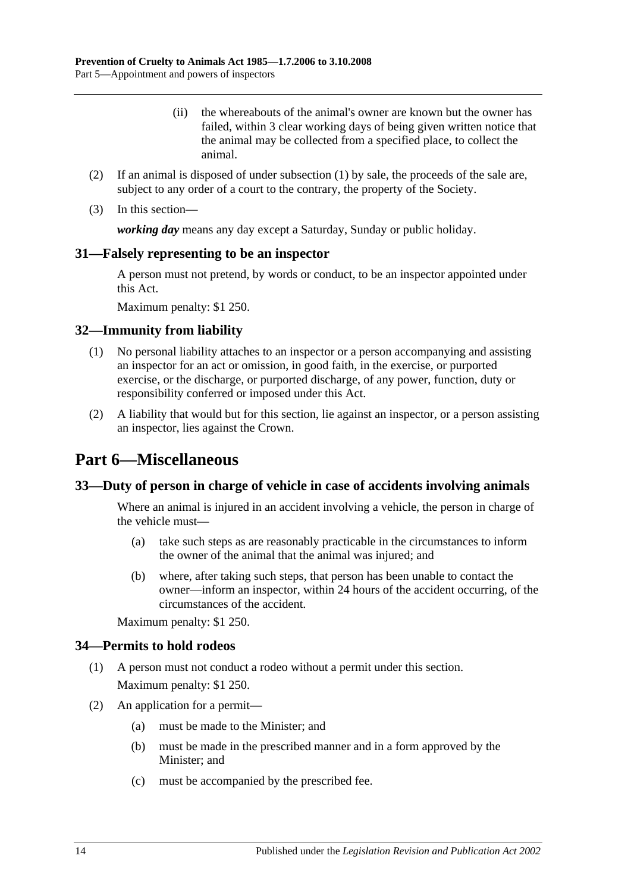(ii) the whereabouts of the animal's owner are known but the owner has failed, within 3 clear working days of being given written notice that the animal may be collected from a specified place, to collect the animal.

(2) If an animal is disposed of under subsection (1) by sale, the proceeds of the sale are, subject to any order of a court to the contrary, the property of the Society.

(3) In this section—

***working day*** means any day except a Saturday, Sunday or public holiday.

### 31—Falsely representing to be an inspector

A person must not pretend, by words or conduct, to be an inspector appointed under this Act.

Maximum penalty: $1 250.

### 32—Immunity from liability

(1) No personal liability attaches to an inspector or a person accompanying and assisting an inspector for an act or omission, in good faith, in the exercise, or purported exercise, or the discharge, or purported discharge, of any power, function, duty or responsibility conferred or imposed under this Act.

(2) A liability that would but for this section, lie against an inspector, or a person assisting an inspector, lies against the Crown.

## Part 6—Miscellaneous

### 33—Duty of person in charge of vehicle in case of accidents involving animals

Where an animal is injured in an accident involving a vehicle, the person in charge of the vehicle must—

(a) take such steps as are reasonably practicable in the circumstances to inform the owner of the animal that the animal was injured; and

(b) where, after taking such steps, that person has been unable to contact the owner—inform an inspector, within 24 hours of the accident occurring, of the circumstances of the accident.

Maximum penalty: $1 250.

### 34—Permits to hold rodeos

(1) A person must not conduct a rodeo without a permit under this section.

Maximum penalty: $1 250.

(2) An application for a permit—

(a) must be made to the Minister; and

(b) must be made in the prescribed manner and in a form approved by the Minister; and

(c) must be accompanied by the prescribed fee.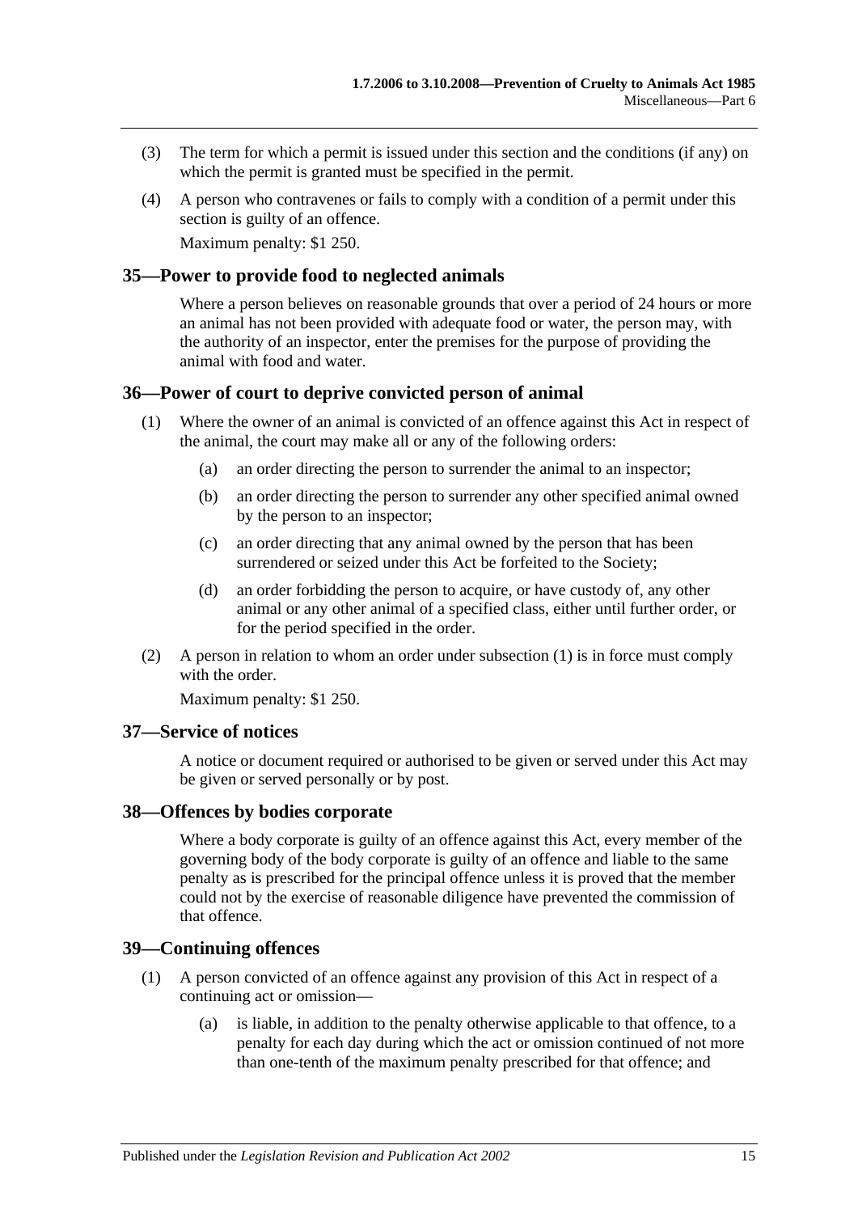(3) The term for which a permit is issued under this section and the conditions (if any) on which the permit is granted must be specified in the permit.

(4) A person who contravenes or fails to comply with a condition of a permit under this section is guilty of an offence.

Maximum penalty: $1 250.

## 35—Power to provide food to neglected animals

Where a person believes on reasonable grounds that over a period of 24 hours or more an animal has not been provided with adequate food or water, the person may, with the authority of an inspector, enter the premises for the purpose of providing the animal with food and water.

## 36—Power of court to deprive convicted person of animal

(1) Where the owner of an animal is convicted of an offence against this Act in respect of the animal, the court may make all or any of the following orders:

(a) an order directing the person to surrender the animal to an inspector;

(b) an order directing the person to surrender any other specified animal owned by the person to an inspector;

(c) an order directing that any animal owned by the person that has been surrendered or seized under this Act be forfeited to the Society;

(d) an order forbidding the person to acquire, or have custody of, any other animal or any other animal of a specified class, either until further order, or for the period specified in the order.

(2) A person in relation to whom an order under subsection (1) is in force must comply with the order.

Maximum penalty: $1 250.

## 37—Service of notices

A notice or document required or authorised to be given or served under this Act may be given or served personally or by post.

## 38—Offences by bodies corporate

Where a body corporate is guilty of an offence against this Act, every member of the governing body of the body corporate is guilty of an offence and liable to the same penalty as is prescribed for the principal offence unless it is proved that the member could not by the exercise of reasonable diligence have prevented the commission of that offence.

## 39—Continuing offences

(1) A person convicted of an offence against any provision of this Act in respect of a continuing act or omission—

(a) is liable, in addition to the penalty otherwise applicable to that offence, to a penalty for each day during which the act or omission continued of not more than one-tenth of the maximum penalty prescribed for that offence; and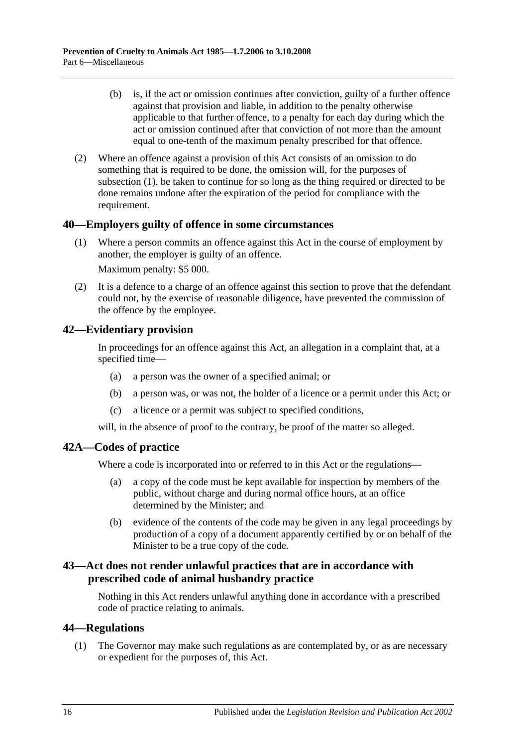(b) is, if the act or omission continues after conviction, guilty of a further offence against that provision and liable, in addition to the penalty otherwise applicable to that further offence, to a penalty for each day during which the act or omission continued after that conviction of not more than the amount equal to one-tenth of the maximum penalty prescribed for that offence.

(2) Where an offence against a provision of this Act consists of an omission to do something that is required to be done, the omission will, for the purposes of subsection (1), be taken to continue for so long as the thing required or directed to be done remains undone after the expiration of the period for compliance with the requirement.

## 40—Employers guilty of offence in some circumstances

(1) Where a person commits an offence against this Act in the course of employment by another, the employer is guilty of an offence.

Maximum penalty: $5 000.

(2) It is a defence to a charge of an offence against this section to prove that the defendant could not, by the exercise of reasonable diligence, have prevented the commission of the offence by the employee.

## 42—Evidentiary provision

In proceedings for an offence against this Act, an allegation in a complaint that, at a specified time—

(a) a person was the owner of a specified animal; or

(b) a person was, or was not, the holder of a licence or a permit under this Act; or

(c) a licence or a permit was subject to specified conditions,

will, in the absence of proof to the contrary, be proof of the matter so alleged.

## 42A—Codes of practice

Where a code is incorporated into or referred to in this Act or the regulations—

(a) a copy of the code must be kept available for inspection by members of the public, without charge and during normal office hours, at an office determined by the Minister; and

(b) evidence of the contents of the code may be given in any legal proceedings by production of a copy of a document apparently certified by or on behalf of the Minister to be a true copy of the code.

## 43—Act does not render unlawful practices that are in accordance with prescribed code of animal husbandry practice

Nothing in this Act renders unlawful anything done in accordance with a prescribed code of practice relating to animals.

## 44—Regulations

(1) The Governor may make such regulations as are contemplated by, or as are necessary or expedient for the purposes of, this Act.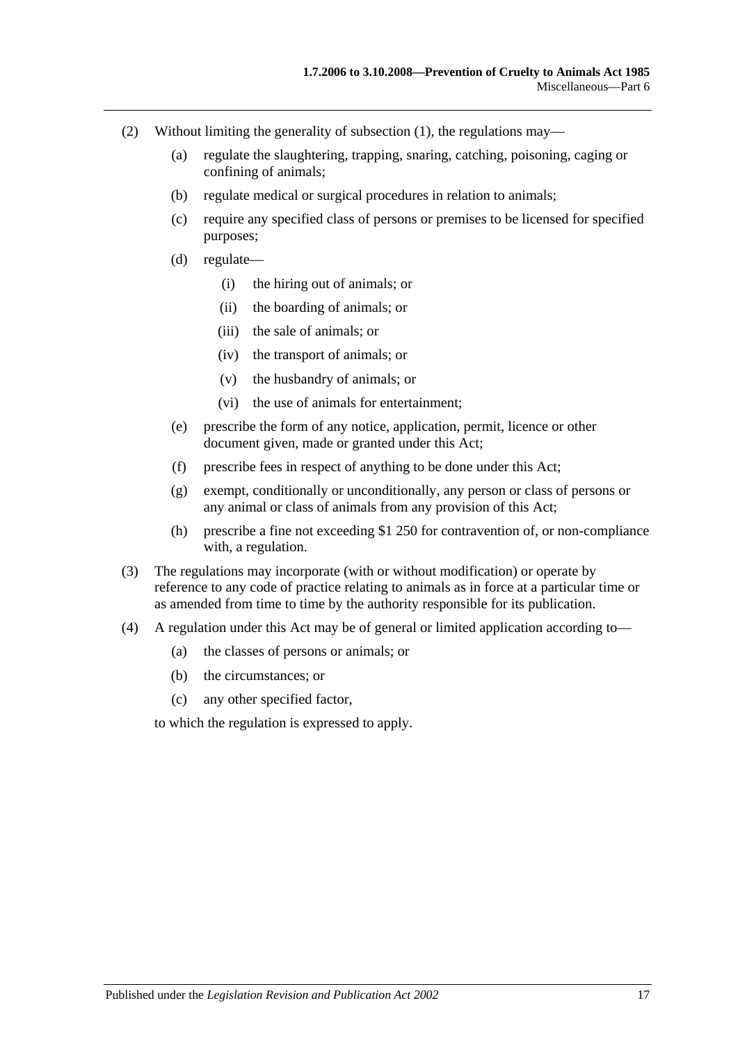(2) Without limiting the generality of subsection (1), the regulations may—

(a) regulate the slaughtering, trapping, snaring, catching, poisoning, caging or confining of animals;

(b) regulate medical or surgical procedures in relation to animals;

(c) require any specified class of persons or premises to be licensed for specified purposes;

(d) regulate—

(i) the hiring out of animals; or

(ii) the boarding of animals; or

(iii) the sale of animals; or

(iv) the transport of animals; or

(v) the husbandry of animals; or

(vi) the use of animals for entertainment;

(e) prescribe the form of any notice, application, permit, licence or other document given, made or granted under this Act;

(f) prescribe fees in respect of anything to be done under this Act;

(g) exempt, conditionally or unconditionally, any person or class of persons or any animal or class of animals from any provision of this Act;

(h) prescribe a fine not exceeding \$1 250 for contravention of, or non-compliance with, a regulation.

(3) The regulations may incorporate (with or without modification) or operate by reference to any code of practice relating to animals as in force at a particular time or as amended from time to time by the authority responsible for its publication.

(4) A regulation under this Act may be of general or limited application according to—

(a) the classes of persons or animals; or

(b) the circumstances; or

(c) any other specified factor,

to which the regulation is expressed to apply.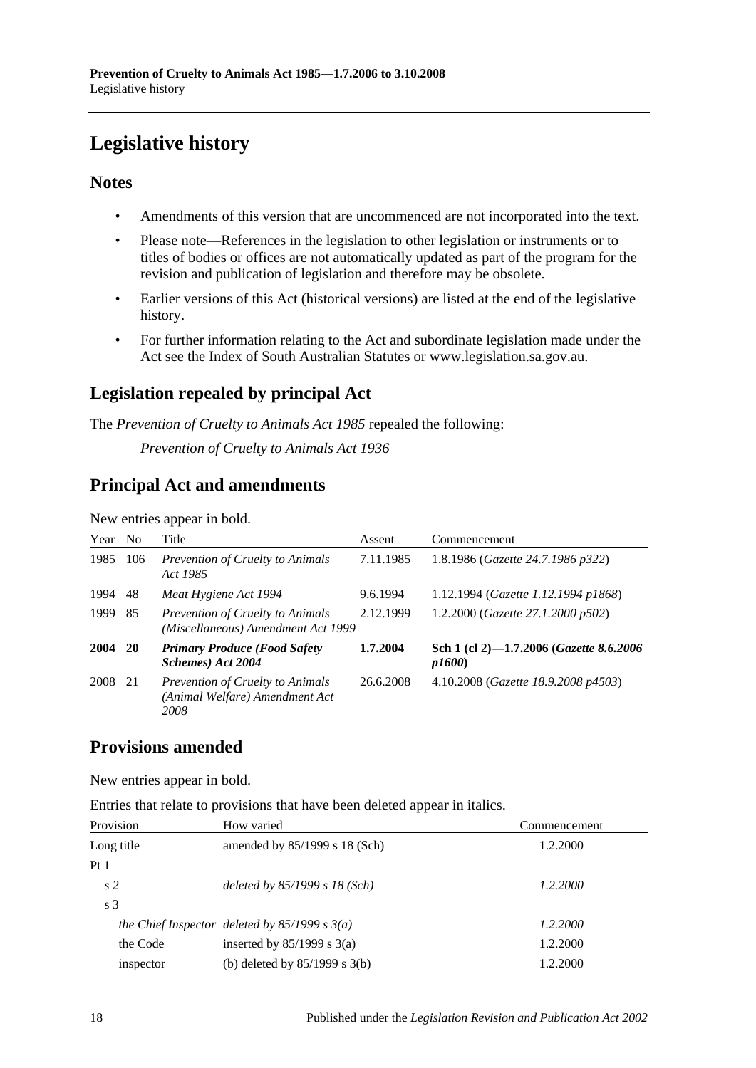# Legislative history

## Notes

- Amendments of this version that are uncommenced are not incorporated into the text.
- Please note—References in the legislation to other legislation or instruments or to titles of bodies or offices are not automatically updated as part of the program for the revision and publication of legislation and therefore may be obsolete.
- Earlier versions of this Act (historical versions) are listed at the end of the legislative history.
- For further information relating to the Act and subordinate legislation made under the Act see the Index of South Australian Statutes or www.legislation.sa.gov.au.

## Legislation repealed by principal Act

The *Prevention of Cruelty to Animals Act 1985* repealed the following:

*Prevention of Cruelty to Animals Act 1936*

## Principal Act and amendments

New entries appear in bold.

| Year | No | Title | Assent | Commencement |
|---|---|---|---|---|
| 1985 | 106 | *Prevention of Cruelty to Animals Act 1985* | 7.11.1985 | 1.8.1986 (*Gazette 24.7.1986 p322*) |
| 1994 | 48 | *Meat Hygiene Act 1994* | 9.6.1994 | 1.12.1994 (*Gazette 1.12.1994 p1868*) |
| 1999 | 85 | *Prevention of Cruelty to Animals (Miscellaneous) Amendment Act 1999* | 2.12.1999 | 1.2.2000 (*Gazette 27.1.2000 p502*) |
| **2004** | **20** | ***Primary Produce (Food Safety Schemes) Act 2004*** | **1.7.2004** | **Sch 1 (cl 2)—1.7.2006 (*Gazette 8.6.2006 p1600*)** |
| 2008 | 21 | *Prevention of Cruelty to Animals (Animal Welfare) Amendment Act 2008* | 26.6.2008 | 4.10.2008 (*Gazette 18.9.2008 p4503*) |

## Provisions amended

New entries appear in bold.

Entries that relate to provisions that have been deleted appear in italics.

| Provision | How varied | Commencement |
|---|---|---|
| Long title | amended by 85/1999 s 18 (Sch) | 1.2.2000 |
| Pt 1 | | |
| *s 2* | *deleted by 85/1999 s 18 (Sch)* | *1.2.2000* |
| s 3 | | |
| *the Chief Inspector* | *deleted by 85/1999 s 3(a)* | *1.2.2000* |
| the Code | inserted by 85/1999 s 3(a) | 1.2.2000 |
| inspector | (b) deleted by 85/1999 s 3(b) | 1.2.2000 |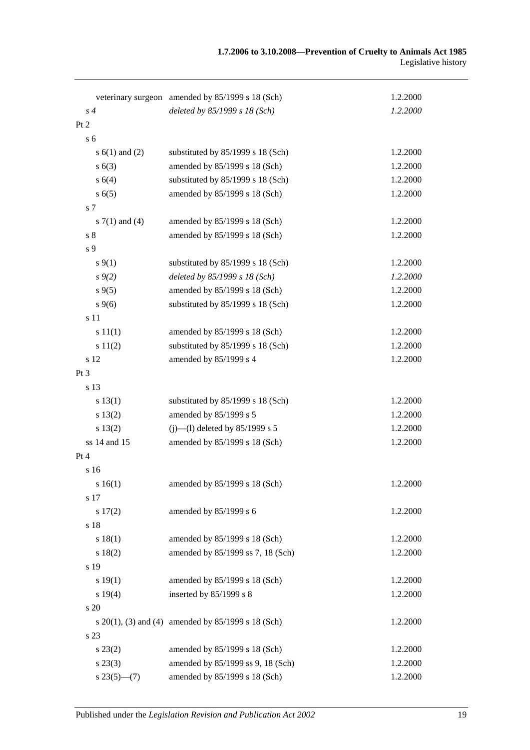| | | |
|---|---|---|
| veterinary surgeon | amended by 85/1999 s 18 (Sch) | 1.2.2000 |
| *s 4* | *deleted by 85/1999 s 18 (Sch)* | *1.2.2000* |
| Pt 2 | | |
| s 6 | | |
| s 6(1) and (2) | substituted by 85/1999 s 18 (Sch) | 1.2.2000 |
| s 6(3) | amended by 85/1999 s 18 (Sch) | 1.2.2000 |
| s 6(4) | substituted by 85/1999 s 18 (Sch) | 1.2.2000 |
| s 6(5) | amended by 85/1999 s 18 (Sch) | 1.2.2000 |
| s 7 | | |
| s 7(1) and (4) | amended by 85/1999 s 18 (Sch) | 1.2.2000 |
| s 8 | amended by 85/1999 s 18 (Sch) | 1.2.2000 |
| s 9 | | |
| s 9(1) | substituted by 85/1999 s 18 (Sch) | 1.2.2000 |
| *s 9(2)* | *deleted by 85/1999 s 18 (Sch)* | *1.2.2000* |
| s 9(5) | amended by 85/1999 s 18 (Sch) | 1.2.2000 |
| s 9(6) | substituted by 85/1999 s 18 (Sch) | 1.2.2000 |
| s 11 | | |
| s 11(1) | amended by 85/1999 s 18 (Sch) | 1.2.2000 |
| s 11(2) | substituted by 85/1999 s 18 (Sch) | 1.2.2000 |
| s 12 | amended by 85/1999 s 4 | 1.2.2000 |
| Pt 3 | | |
| s 13 | | |
| s 13(1) | substituted by 85/1999 s 18 (Sch) | 1.2.2000 |
| s 13(2) | amended by 85/1999 s 5 | 1.2.2000 |
| s 13(2) | (j)—(l) deleted by 85/1999 s 5 | 1.2.2000 |
| ss 14 and 15 | amended by 85/1999 s 18 (Sch) | 1.2.2000 |
| Pt 4 | | |
| s 16 | | |
| s 16(1) | amended by 85/1999 s 18 (Sch) | 1.2.2000 |
| s 17 | | |
| s 17(2) | amended by 85/1999 s 6 | 1.2.2000 |
| s 18 | | |
| s 18(1) | amended by 85/1999 s 18 (Sch) | 1.2.2000 |
| s 18(2) | amended by 85/1999 ss 7, 18 (Sch) | 1.2.2000 |
| s 19 | | |
| s 19(1) | amended by 85/1999 s 18 (Sch) | 1.2.2000 |
| s 19(4) | inserted by 85/1999 s 8 | 1.2.2000 |
| s 20 | | |
| s 20(1), (3) and (4) | amended by 85/1999 s 18 (Sch) | 1.2.2000 |
| s 23 | | |
| s 23(2) | amended by 85/1999 s 18 (Sch) | 1.2.2000 |
| s 23(3) | amended by 85/1999 ss 9, 18 (Sch) | 1.2.2000 |
| s 23(5)—(7) | amended by 85/1999 s 18 (Sch) | 1.2.2000 |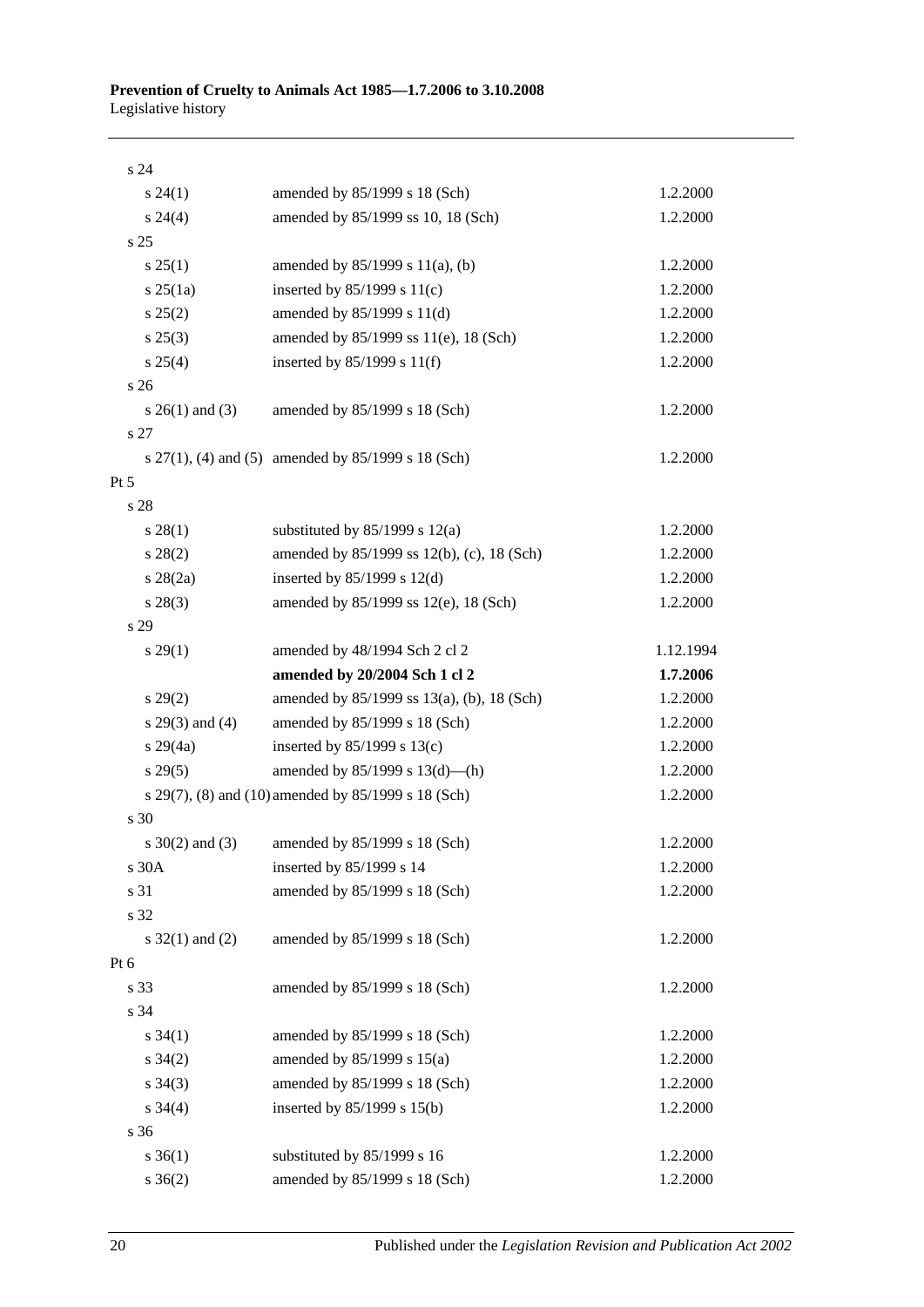| | | |
|---|---|---|
| s 24 | | |
| s 24(1) | amended by 85/1999 s 18 (Sch) | 1.2.2000 |
| s 24(4) | amended by 85/1999 ss 10, 18 (Sch) | 1.2.2000 |
| s 25 | | |
| s 25(1) | amended by 85/1999 s 11(a), (b) | 1.2.2000 |
| s 25(1a) | inserted by 85/1999 s 11(c) | 1.2.2000 |
| s 25(2) | amended by 85/1999 s 11(d) | 1.2.2000 |
| s 25(3) | amended by 85/1999 ss 11(e), 18 (Sch) | 1.2.2000 |
| s 25(4) | inserted by 85/1999 s 11(f) | 1.2.2000 |
| s 26 | | |
| s 26(1) and (3) | amended by 85/1999 s 18 (Sch) | 1.2.2000 |
| s 27 | | |
| s 27(1), (4) and (5) | amended by 85/1999 s 18 (Sch) | 1.2.2000 |
| Pt 5 | | |
| s 28 | | |
| s 28(1) | substituted by 85/1999 s 12(a) | 1.2.2000 |
| s 28(2) | amended by 85/1999 ss 12(b), (c), 18 (Sch) | 1.2.2000 |
| s 28(2a) | inserted by 85/1999 s 12(d) | 1.2.2000 |
| s 28(3) | amended by 85/1999 ss 12(e), 18 (Sch) | 1.2.2000 |
| s 29 | | |
| s 29(1) | amended by 48/1994 Sch 2 cl 2 | 1.12.1994 |
| | **amended by 20/2004 Sch 1 cl 2** | **1.7.2006** |
| s 29(2) | amended by 85/1999 ss 13(a), (b), 18 (Sch) | 1.2.2000 |
| s 29(3) and (4) | amended by 85/1999 s 18 (Sch) | 1.2.2000 |
| s 29(4a) | inserted by 85/1999 s 13(c) | 1.2.2000 |
| s 29(5) | amended by 85/1999 s 13(d)—(h) | 1.2.2000 |
| s 29(7), (8) and (10) | amended by 85/1999 s 18 (Sch) | 1.2.2000 |
| s 30 | | |
| s 30(2) and (3) | amended by 85/1999 s 18 (Sch) | 1.2.2000 |
| s 30A | inserted by 85/1999 s 14 | 1.2.2000 |
| s 31 | amended by 85/1999 s 18 (Sch) | 1.2.2000 |
| s 32 | | |
| s 32(1) and (2) | amended by 85/1999 s 18 (Sch) | 1.2.2000 |
| Pt 6 | | |
| s 33 | amended by 85/1999 s 18 (Sch) | 1.2.2000 |
| s 34 | | |
| s 34(1) | amended by 85/1999 s 18 (Sch) | 1.2.2000 |
| s 34(2) | amended by 85/1999 s 15(a) | 1.2.2000 |
| s 34(3) | amended by 85/1999 s 18 (Sch) | 1.2.2000 |
| s 34(4) | inserted by 85/1999 s 15(b) | 1.2.2000 |
| s 36 | | |
| s 36(1) | substituted by 85/1999 s 16 | 1.2.2000 |
| s 36(2) | amended by 85/1999 s 18 (Sch) | 1.2.2000 |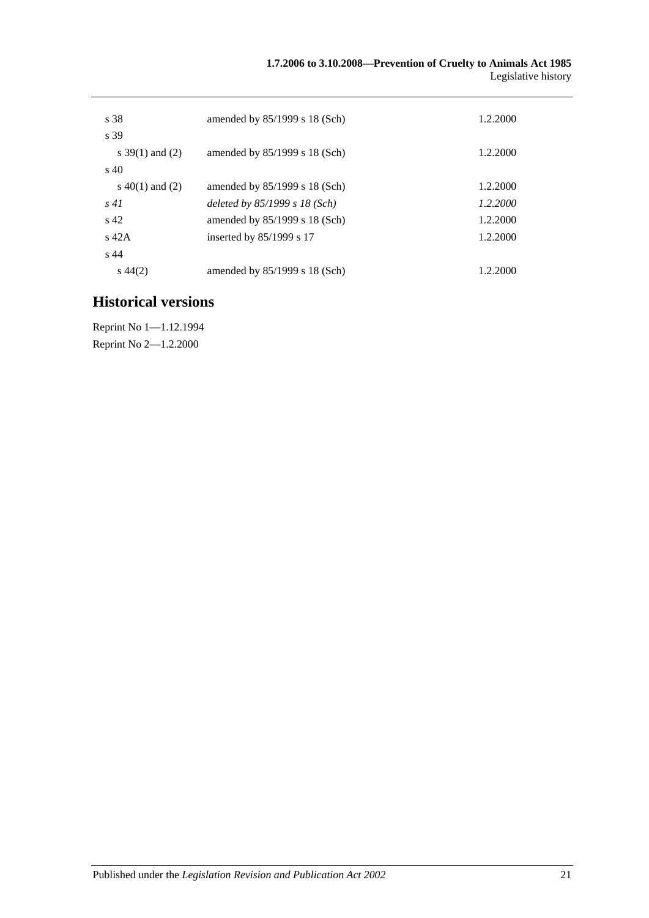| | | |
|---|---|---|
| s 38 | amended by 85/1999 s 18 (Sch) | 1.2.2000 |
| s 39 | | |
| s 39(1) and (2) | amended by 85/1999 s 18 (Sch) | 1.2.2000 |
| s 40 | | |
| s 40(1) and (2) | amended by 85/1999 s 18 (Sch) | 1.2.2000 |
| *s 41* | *deleted by 85/1999 s 18 (Sch)* | *1.2.2000* |
| s 42 | amended by 85/1999 s 18 (Sch) | 1.2.2000 |
| s 42A | inserted by 85/1999 s 17 | 1.2.2000 |
| s 44 | | |
| s 44(2) | amended by 85/1999 s 18 (Sch) | 1.2.2000 |

## Historical versions

Reprint No 1—1.12.1994

Reprint No 2—1.2.2000